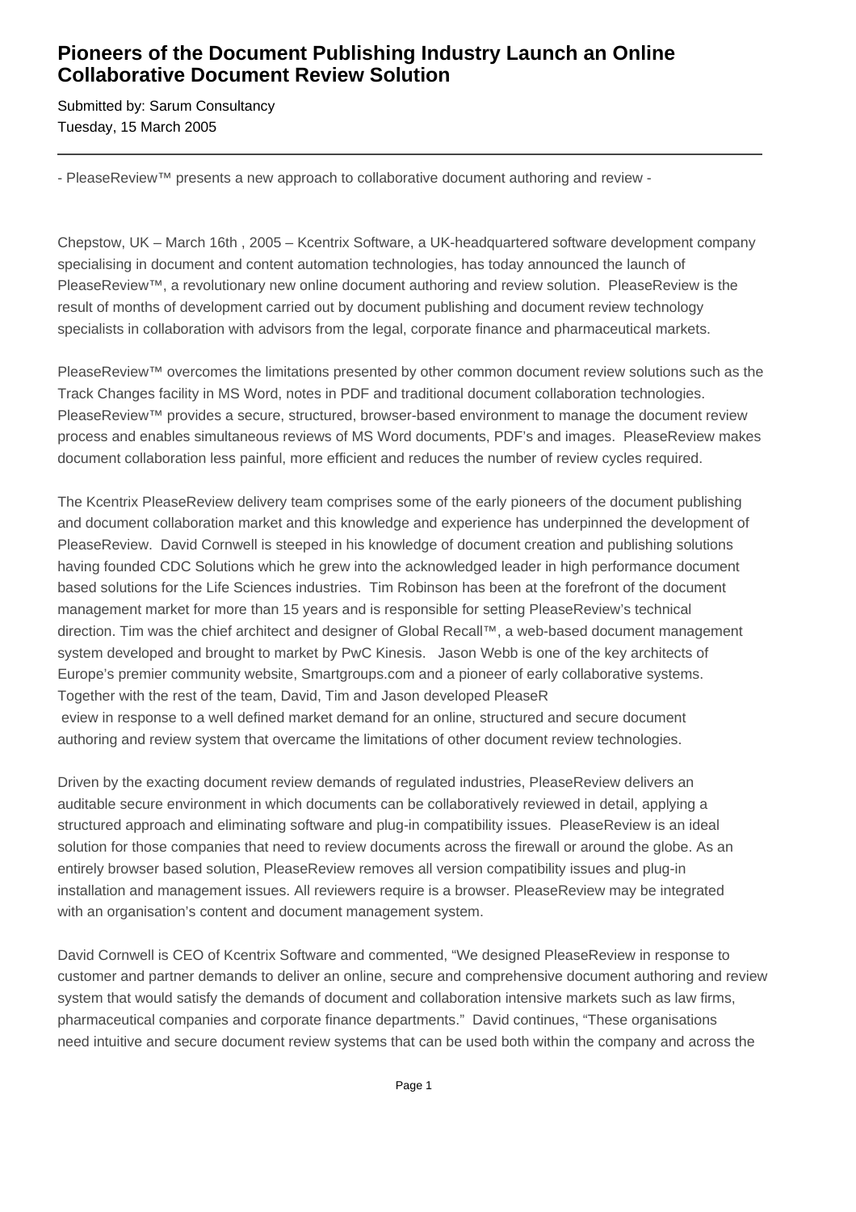# Pioneers of the Document Publishing Industry Launch an Online Collaborative Document Review Solution

Submitted by: Sarum Consultancy
Tuesday, 15 March 2005

---

- PleaseReview™ presents a new approach to collaborative document authoring and review -

Chepstow, UK – March 16th , 2005 – Kcentrix Software, a UK-headquartered software development company specialising in document and content automation technologies, has today announced the launch of PleaseReview™, a revolutionary new online document authoring and review solution. PleaseReview is the result of months of development carried out by document publishing and document review technology specialists in collaboration with advisors from the legal, corporate finance and pharmaceutical markets.

PleaseReview™ overcomes the limitations presented by other common document review solutions such as the Track Changes facility in MS Word, notes in PDF and traditional document collaboration technologies. PleaseReview™ provides a secure, structured, browser-based environment to manage the document review process and enables simultaneous reviews of MS Word documents, PDF's and images. PleaseReview makes document collaboration less painful, more efficient and reduces the number of review cycles required.

The Kcentrix PleaseReview delivery team comprises some of the early pioneers of the document publishing and document collaboration market and this knowledge and experience has underpinned the development of PleaseReview. David Cornwell is steeped in his knowledge of document creation and publishing solutions having founded CDC Solutions which he grew into the acknowledged leader in high performance document based solutions for the Life Sciences industries. Tim Robinson has been at the forefront of the document management market for more than 15 years and is responsible for setting PleaseReview's technical direction. Tim was the chief architect and designer of Global Recall™, a web-based document management system developed and brought to market by PwC Kinesis. Jason Webb is one of the key architects of Europe's premier community website, Smartgroups.com and a pioneer of early collaborative systems. Together with the rest of the team, David, Tim and Jason developed PleaseR
eview in response to a well defined market demand for an online, structured and secure document authoring and review system that overcame the limitations of other document review technologies.

Driven by the exacting document review demands of regulated industries, PleaseReview delivers an auditable secure environment in which documents can be collaboratively reviewed in detail, applying a structured approach and eliminating software and plug-in compatibility issues. PleaseReview is an ideal solution for those companies that need to review documents across the firewall or around the globe. As an entirely browser based solution, PleaseReview removes all version compatibility issues and plug-in installation and management issues. All reviewers require is a browser. PleaseReview may be integrated with an organisation's content and document management system.

David Cornwell is CEO of Kcentrix Software and commented, "We designed PleaseReview in response to customer and partner demands to deliver an online, secure and comprehensive document authoring and review system that would satisfy the demands of document and collaboration intensive markets such as law firms, pharmaceutical companies and corporate finance departments." David continues, "These organisations need intuitive and secure document review systems that can be used both within the company and across the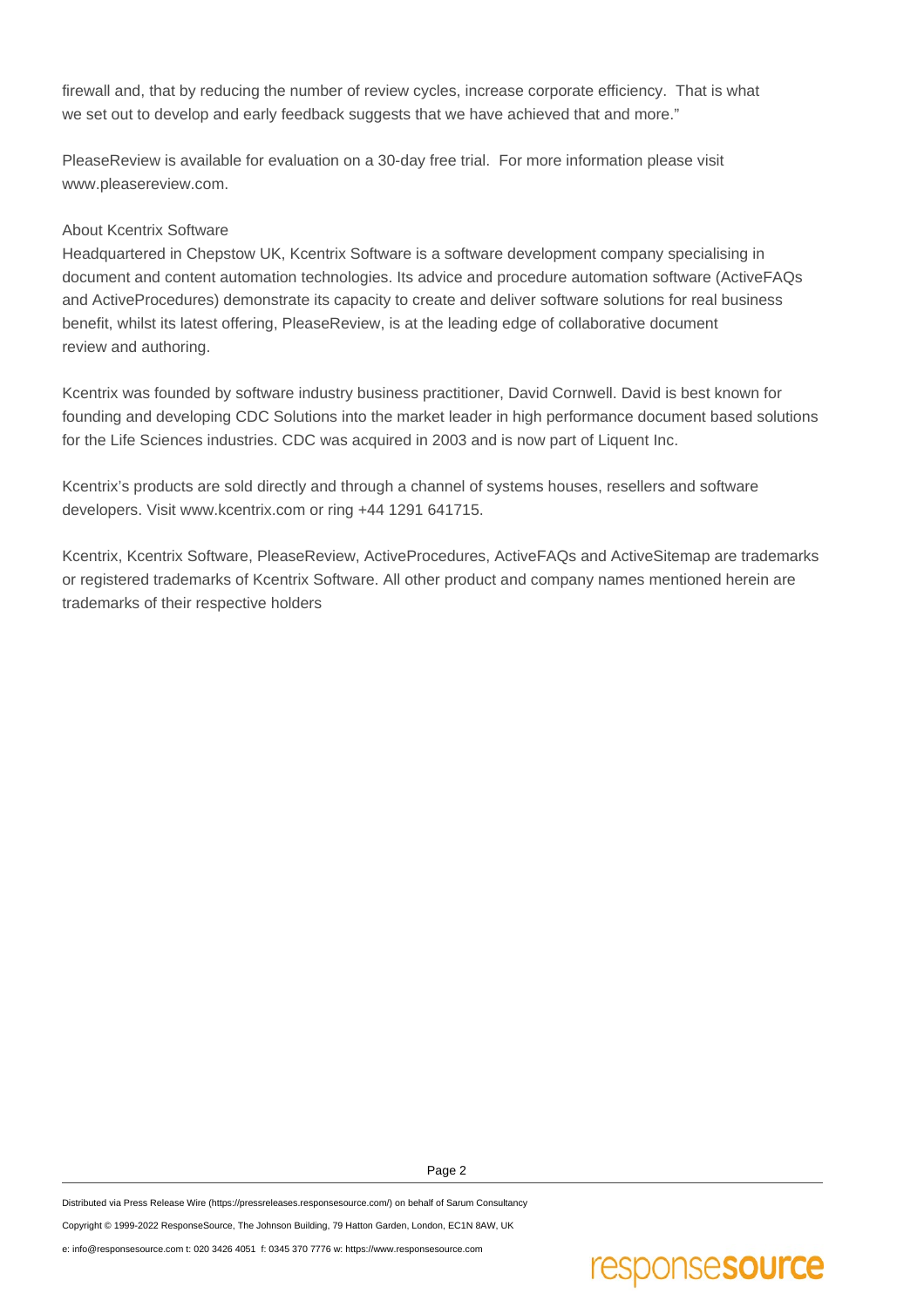firewall and, that by reducing the number of review cycles, increase corporate efficiency. That is what we set out to develop and early feedback suggests that we have achieved that and more."

PleaseReview is available for evaluation on a 30-day free trial. For more information please visit www.pleasereview.com.

About Kcentrix Software

Headquartered in Chepstow UK, Kcentrix Software is a software development company specialising in document and content automation technologies. Its advice and procedure automation software (ActiveFAQs and ActiveProcedures) demonstrate its capacity to create and deliver software solutions for real business benefit, whilst its latest offering, PleaseReview, is at the leading edge of collaborative document review and authoring.

Kcentrix was founded by software industry business practitioner, David Cornwell. David is best known for founding and developing CDC Solutions into the market leader in high performance document based solutions for the Life Sciences industries. CDC was acquired in 2003 and is now part of Liquent Inc.

Kcentrix's products are sold directly and through a channel of systems houses, resellers and software developers. Visit www.kcentrix.com or ring +44 1291 641715.

Kcentrix, Kcentrix Software, PleaseReview, ActiveProcedures, ActiveFAQs and ActiveSitemap are trademarks or registered trademarks of Kcentrix Software. All other product and company names mentioned herein are trademarks of their respective holders